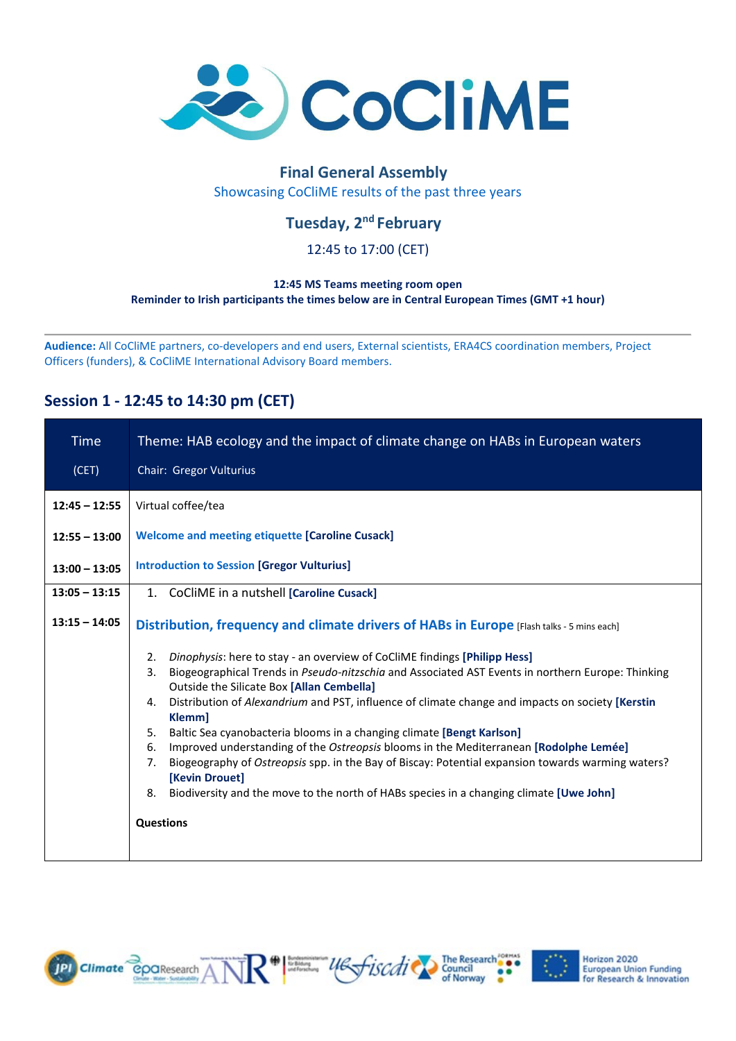# CoCliME

## Final General Assembly

Showcasing CoCliME results of the past three years

### Tuesday, 2nd February

12:45 to 17:00 (CET)

**12:45 MS Teams meeting room open**
**Reminder to Irish participants the times below are in Central European Times (GMT +1 hour)**

---

**Audience:** All CoCliME partners, co-developers and end users, External scientists, ERA4CS coordination members, Project Officers (funders), & CoCliME International Advisory Board members.

## Session 1 - 12:45 to 14:30 pm (CET)

| Time (CET) | Theme: HAB ecology and the impact of climate change on HABs in European waters<br>Chair: Gregor Vulturius |
|---|---|
| **12:45 – 12:55** | Virtual coffee/tea |
| **12:55 – 13:00** | **Welcome and meeting etiquette [Caroline Cusack]** |
| **13:00 – 13:05** | **Introduction to Session [Gregor Vulturius]** |
| **13:05 – 13:15** | 1. CoCliME in a nutshell **[Caroline Cusack]** |
| **13:15 – 14:05** | **Distribution, frequency and climate drivers of HABs in Europe** [Flash talks - 5 mins each]<br><br>2. *Dinophysis*: here to stay - an overview of CoCliME findings **[Philipp Hess]**<br>3. Biogeographical Trends in *Pseudo-nitzschia* and Associated AST Events in northern Europe: Thinking Outside the Silicate Box **[Allan Cembella]**<br>4. Distribution of *Alexandrium* and PST, influence of climate change and impacts on society **[Kerstin Klemm]**<br>5. Baltic Sea cyanobacteria blooms in a changing climate **[Bengt Karlson]**<br>6. Improved understanding of the *Ostreopsis* blooms in the Mediterranean **[Rodolphe Lemée]**<br>7. Biogeography of *Ostreopsis* spp. in the Bay of Biscay: Potential expansion towards warming waters? **[Kevin Drouet]**<br>8. Biodiversity and the move to the north of HABs species in a changing climate **[Uwe John]**<br><br>**Questions** |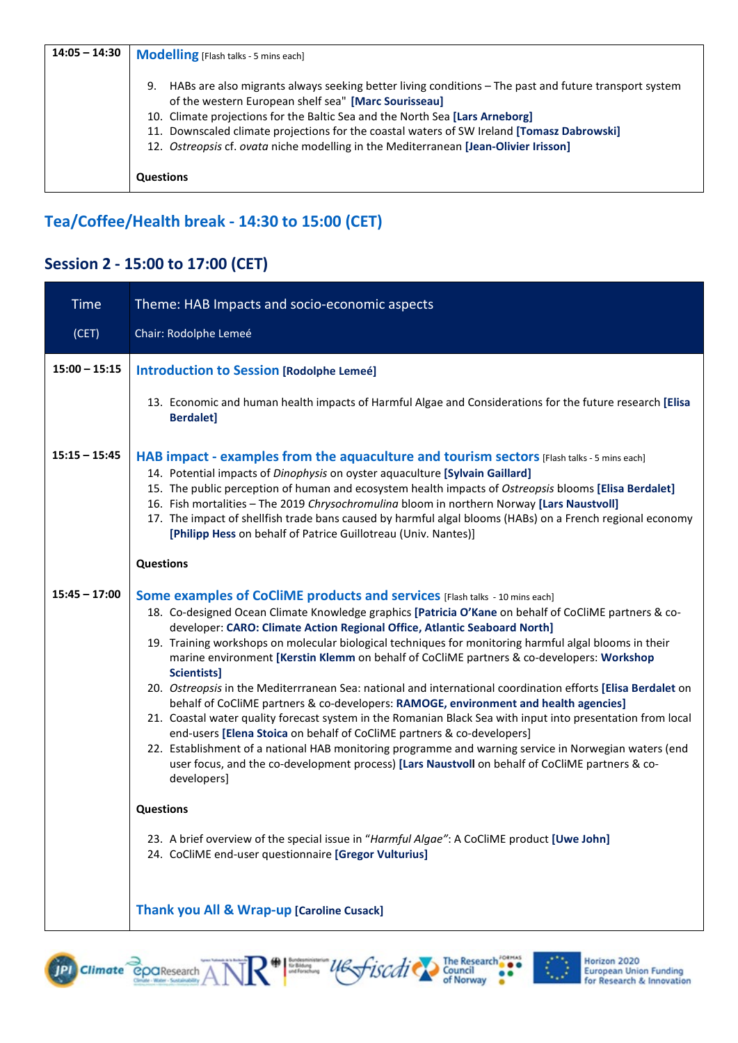| | |
|---|---|
| **14:05 – 14:30** | **Modelling** [Flash talks - 5 mins each]<br><br>9. HABs are also migrants always seeking better living conditions – The past and future transport system of the western European shelf sea" **[Marc Sourisseau]**<br>10. Climate projections for the Baltic Sea and the North Sea **[Lars Arneborg]**<br>11. Downscaled climate projections for the coastal waters of SW Ireland **[Tomasz Dabrowski]**<br>12. *Ostreopsis* cf. *ovata* niche modelling in the Mediterranean **[Jean-Olivier Irisson]**<br><br>**Questions** |

## Tea/Coffee/Health break - 14:30 to 15:00 (CET)

## Session 2 - 15:00 to 17:00 (CET)

| Time (CET) | Theme: HAB Impacts and socio-economic aspects<br>Chair: Rodolphe Lemeé |
|---|---|
| **15:00 – 15:15** | **Introduction to Session [Rodolphe Lemeé]**<br><br>13. Economic and human health impacts of Harmful Algae and Considerations for the future research **[Elisa Berdalet]** |
| **15:15 – 15:45** | **HAB impact - examples from the aquaculture and tourism sectors** [Flash talks - 5 mins each]<br>14. Potential impacts of *Dinophysis* on oyster aquaculture **[Sylvain Gaillard]**<br>15. The public perception of human and ecosystem health impacts of *Ostreopsis* blooms **[Elisa Berdalet]**<br>16. Fish mortalities – The 2019 *Chrysochromulina* bloom in northern Norway **[Lars Naustvoll]**<br>17. The impact of shellfish trade bans caused by harmful algal blooms (HABs) on a French regional economy **[Philipp Hess** on behalf of Patrice Guillotreau (Univ. Nantes)]<br><br>**Questions** |
| **15:45 – 17:00** | **Some examples of CoCliME products and services** [Flash talks - 10 mins each]<br>18. Co-designed Ocean Climate Knowledge graphics **[Patricia O'Kane** on behalf of CoCliME partners & co-developer: **CARO: Climate Action Regional Office, Atlantic Seaboard North]**<br>19. Training workshops on molecular biological techniques for monitoring harmful algal blooms in their marine environment **[Kerstin Klemm** on behalf of CoCliME partners & co-developers: **Workshop Scientists]**<br>20. *Ostreopsis* in the Mediterrranean Sea: national and international coordination efforts **[Elisa Berdalet** on behalf of CoCliME partners & co-developers: **RAMOGE, environment and health agencies]**<br>21. Coastal water quality forecast system in the Romanian Black Sea with input into presentation from local end-users **[Elena Stoica** on behalf of CoCliME partners & co-developers]<br>22. Establishment of a national HAB monitoring programme and warning service in Norwegian waters (end user focus, and the co-development process) **[Lars Naustvoll** on behalf of CoCliME partners & co-developers]<br><br>**Questions**<br><br>23. A brief overview of the special issue in *"Harmful Algae"*: A CoCliME product **[Uwe John]**<br>24. CoCliME end-user questionnaire **[Gregor Vulturius]**<br><br>**Thank you All & Wrap-up [Caroline Cusack]** |

JPI Climate · epaResearch · ANR · Bundesministerium für Bildung und Forschung · UEFISCDI · The Research Council of Norway FORMAS · Horizon 2020 European Union Funding for Research & Innovation